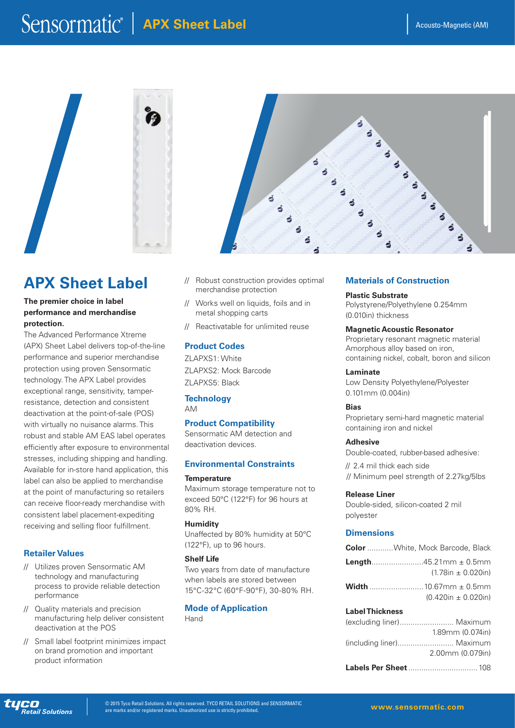# Sensormatic® | APX Sheet Label

Acousto-Magnetic (AM)

## APX Sheet Label

**The premier choice in label performance and merchandise protection.**

The Advanced Performance Xtreme (APX) Sheet Label delivers top-of-the-line performance and superior merchandise protection using proven Sensormatic technology. The APX Label provides exceptional range, sensitivity, tamper-resistance, detection and consistent deactivation at the point-of-sale (POS) with virtually no nuisance alarms. This robust and stable AM EAS label operates efficiently after exposure to environmental stresses, including shipping and handling. Available for in-store hand application, this label can also be applied to merchandise at the point of manufacturing so retailers can receive floor-ready merchandise with consistent label placement-expediting receiving and selling floor fulfillment.

### Retailer Values

- // Utilizes proven Sensormatic AM technology and manufacturing process to provide reliable detection performance
- // Quality materials and precision manufacturing help deliver consistent deactivation at the POS
- // Small label footprint minimizes impact on brand promotion and important product information
- // Robust construction provides optimal merchandise protection
- // Works well on liquids, foils and in metal shopping carts
- // Reactivatable for unlimited reuse

### Product Codes

ZLAPXS1: White
ZLAPXS2: Mock Barcode
ZLAPXS5: Black

### Technology

AM

### Product Compatibility

Sensormatic AM detection and deactivation devices.

### Environmental Constraints

**Temperature**
Maximum storage temperature not to exceed 50°C (122°F) for 96 hours at 80% RH.

**Humidity**
Unaffected by 80% humidity at 50°C (122°F), up to 96 hours.

**Shelf Life**
Two years from date of manufacture when labels are stored between 15°C-32°C (60°F-90°F), 30-80% RH.

### Mode of Application

Hand

### Materials of Construction

**Plastic Substrate**
Polystyrene/Polyethylene 0.254mm (0.010in) thickness

**Magnetic Acoustic Resonator**
Proprietary resonant magnetic material Amorphous alloy based on iron, containing nickel, cobalt, boron and silicon

**Laminate**
Low Density Polyethylene/Polyester 0.101mm (0.004in)

**Bias**
Proprietary semi-hard magnetic material containing iron and nickel

**Adhesive**
Double-coated, rubber-based adhesive:

- // 2.4 mil thick each side
- // Minimum peel strength of 2.27kg/5lbs

**Release Liner**
Double-sided, silicon-coated 2 mil polyester

### Dimensions

**Color** ............White, Mock Barcode, Black

**Length**........................45.21mm ± 0.5mm (1.78in ± 0.020in)

**Width** .........................10.67mm ± 0.5mm (0.420in ± 0.020in)

**Label Thickness**
(excluding liner)......................... Maximum 1.89mm (0.074in)
(including liner).......................... Maximum 2.00mm (0.079in)

**Labels Per Sheet** ................................ 108

tyco Retail Solutions

© 2015 Tyco Retail Solutions. All rights reserved. TYCO RETAIL SOLUTIONS and SENSORMATIC are marks and/or registered marks. Unauthorized use is strictly prohibited.

www.sensormatic.com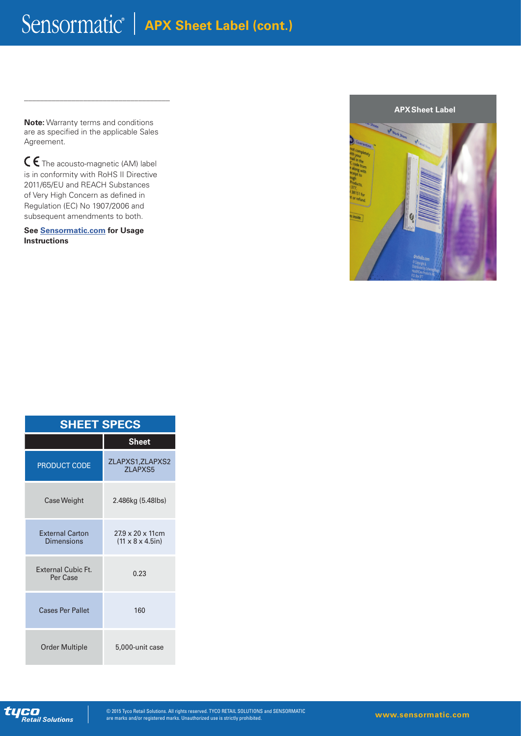**Note:** Warranty terms and conditions are as specified in the applicable Sales Agreement.

CE The acousto-magnetic (AM) label is in conformity with RoHS II Directive 2011/65/EU and REACH Substances of Very High Concern as defined in Regulation (EC) No 1907/2006 and subsequent amendments to both.

**See Sensormatic.com for Usage Instructions**

**APX Sheet Label**

| SHEET SPECS | |
|---|---|
| | **Sheet** |
| PRODUCT CODE | ZLAPXS1,ZLAPXS2 ZLAPXS5 |
| Case Weight | 2.486kg (5.48lbs) |
| External Carton Dimensions | 27.9 x 20 x 11cm (11 x 8 x 4.5in) |
| External Cubic Ft. Per Case | 0.23 |
| Cases Per Pallet | 160 |
| Order Multiple | 5,000-unit case |

© 2015 Tyco Retail Solutions. All rights reserved. TYCO RETAIL SOLUTIONS and SENSORMATIC are marks and/or registered marks. Unauthorized use is strictly prohibited.

www.sensormatic.com